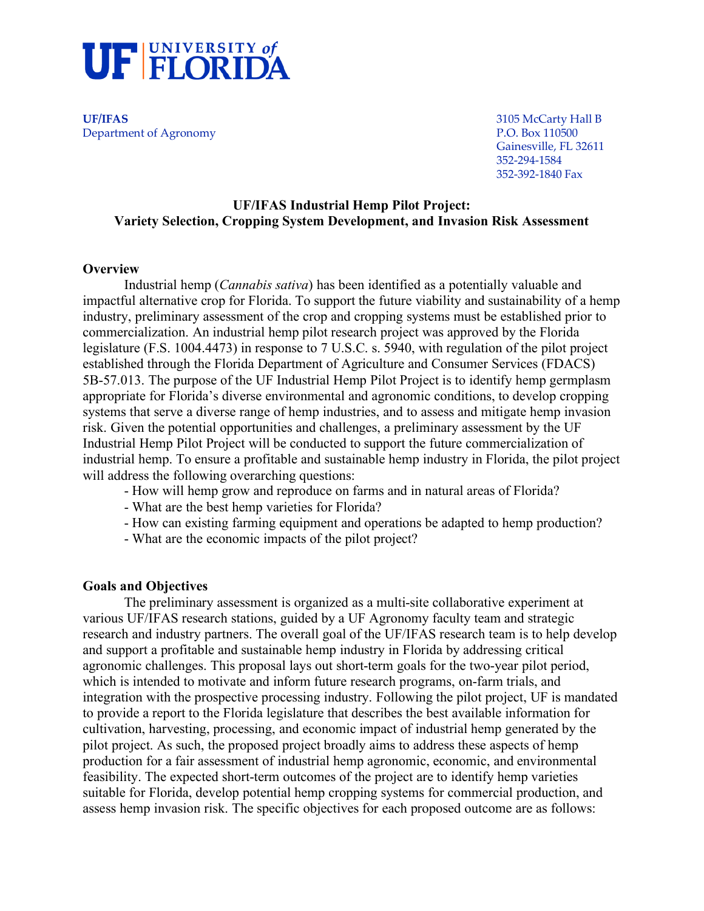# UF UNIVERSITY of FLORIDA

**UF/IFAS**
Department of Agronomy

3105 McCarty Hall B
P.O. Box 110500
Gainesville, FL 32611
352-294-1584
352-392-1840 Fax

## UF/IFAS Industrial Hemp Pilot Project: Variety Selection, Cropping System Development, and Invasion Risk Assessment

### Overview

Industrial hemp (*Cannabis sativa*) has been identified as a potentially valuable and impactful alternative crop for Florida. To support the future viability and sustainability of a hemp industry, preliminary assessment of the crop and cropping systems must be established prior to commercialization. An industrial hemp pilot research project was approved by the Florida legislature (F.S. 1004.4473) in response to 7 U.S.C. s. 5940, with regulation of the pilot project established through the Florida Department of Agriculture and Consumer Services (FDACS) 5B-57.013. The purpose of the UF Industrial Hemp Pilot Project is to identify hemp germplasm appropriate for Florida's diverse environmental and agronomic conditions, to develop cropping systems that serve a diverse range of hemp industries, and to assess and mitigate hemp invasion risk. Given the potential opportunities and challenges, a preliminary assessment by the UF Industrial Hemp Pilot Project will be conducted to support the future commercialization of industrial hemp. To ensure a profitable and sustainable hemp industry in Florida, the pilot project will address the following overarching questions:

- How will hemp grow and reproduce on farms and in natural areas of Florida?
- What are the best hemp varieties for Florida?
- How can existing farming equipment and operations be adapted to hemp production?
- What are the economic impacts of the pilot project?

### Goals and Objectives

The preliminary assessment is organized as a multi-site collaborative experiment at various UF/IFAS research stations, guided by a UF Agronomy faculty team and strategic research and industry partners. The overall goal of the UF/IFAS research team is to help develop and support a profitable and sustainable hemp industry in Florida by addressing critical agronomic challenges. This proposal lays out short-term goals for the two-year pilot period, which is intended to motivate and inform future research programs, on-farm trials, and integration with the prospective processing industry. Following the pilot project, UF is mandated to provide a report to the Florida legislature that describes the best available information for cultivation, harvesting, processing, and economic impact of industrial hemp generated by the pilot project. As such, the proposed project broadly aims to address these aspects of hemp production for a fair assessment of industrial hemp agronomic, economic, and environmental feasibility. The expected short-term outcomes of the project are to identify hemp varieties suitable for Florida, develop potential hemp cropping systems for commercial production, and assess hemp invasion risk. The specific objectives for each proposed outcome are as follows: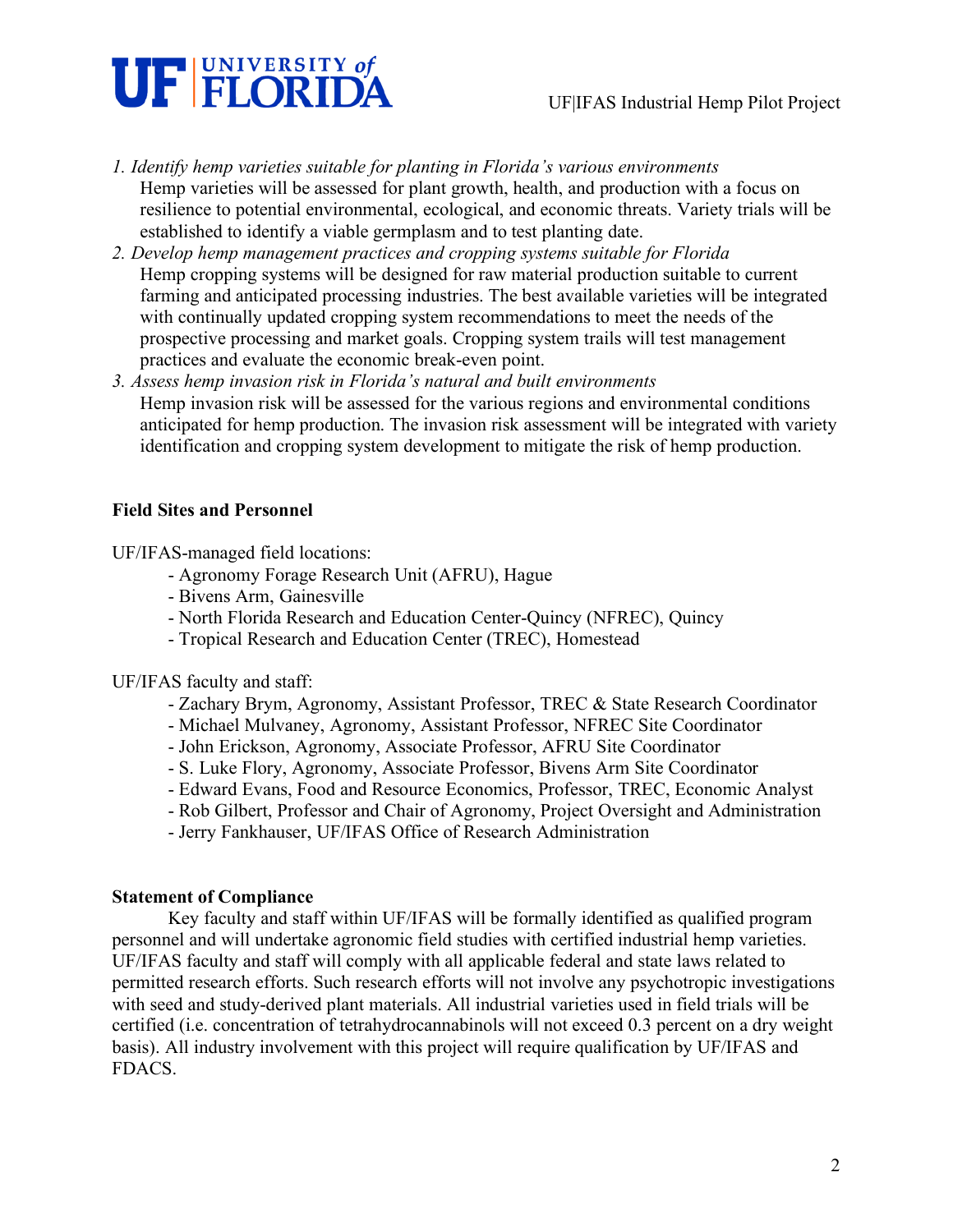1. *Identify hemp varieties suitable for planting in Florida's various environments*
   Hemp varieties will be assessed for plant growth, health, and production with a focus on resilience to potential environmental, ecological, and economic threats. Variety trials will be established to identify a viable germplasm and to test planting date.
2. *Develop hemp management practices and cropping systems suitable for Florida*
   Hemp cropping systems will be designed for raw material production suitable to current farming and anticipated processing industries. The best available varieties will be integrated with continually updated cropping system recommendations to meet the needs of the prospective processing and market goals. Cropping system trails will test management practices and evaluate the economic break-even point.
3. *Assess hemp invasion risk in Florida's natural and built environments*
   Hemp invasion risk will be assessed for the various regions and environmental conditions anticipated for hemp production. The invasion risk assessment will be integrated with variety identification and cropping system development to mitigate the risk of hemp production.

**Field Sites and Personnel**

UF/IFAS-managed field locations:

- Agronomy Forage Research Unit (AFRU), Hague
- Bivens Arm, Gainesville
- North Florida Research and Education Center-Quincy (NFREC), Quincy
- Tropical Research and Education Center (TREC), Homestead

UF/IFAS faculty and staff:

- Zachary Brym, Agronomy, Assistant Professor, TREC & State Research Coordinator
- Michael Mulvaney, Agronomy, Assistant Professor, NFREC Site Coordinator
- John Erickson, Agronomy, Associate Professor, AFRU Site Coordinator
- S. Luke Flory, Agronomy, Associate Professor, Bivens Arm Site Coordinator
- Edward Evans, Food and Resource Economics, Professor, TREC, Economic Analyst
- Rob Gilbert, Professor and Chair of Agronomy, Project Oversight and Administration
- Jerry Fankhauser, UF/IFAS Office of Research Administration

**Statement of Compliance**

Key faculty and staff within UF/IFAS will be formally identified as qualified program personnel and will undertake agronomic field studies with certified industrial hemp varieties. UF/IFAS faculty and staff will comply with all applicable federal and state laws related to permitted research efforts. Such research efforts will not involve any psychotropic investigations with seed and study-derived plant materials. All industrial varieties used in field trials will be certified (i.e. concentration of tetrahydrocannabinols will not exceed 0.3 percent on a dry weight basis). All industry involvement with this project will require qualification by UF/IFAS and FDACS.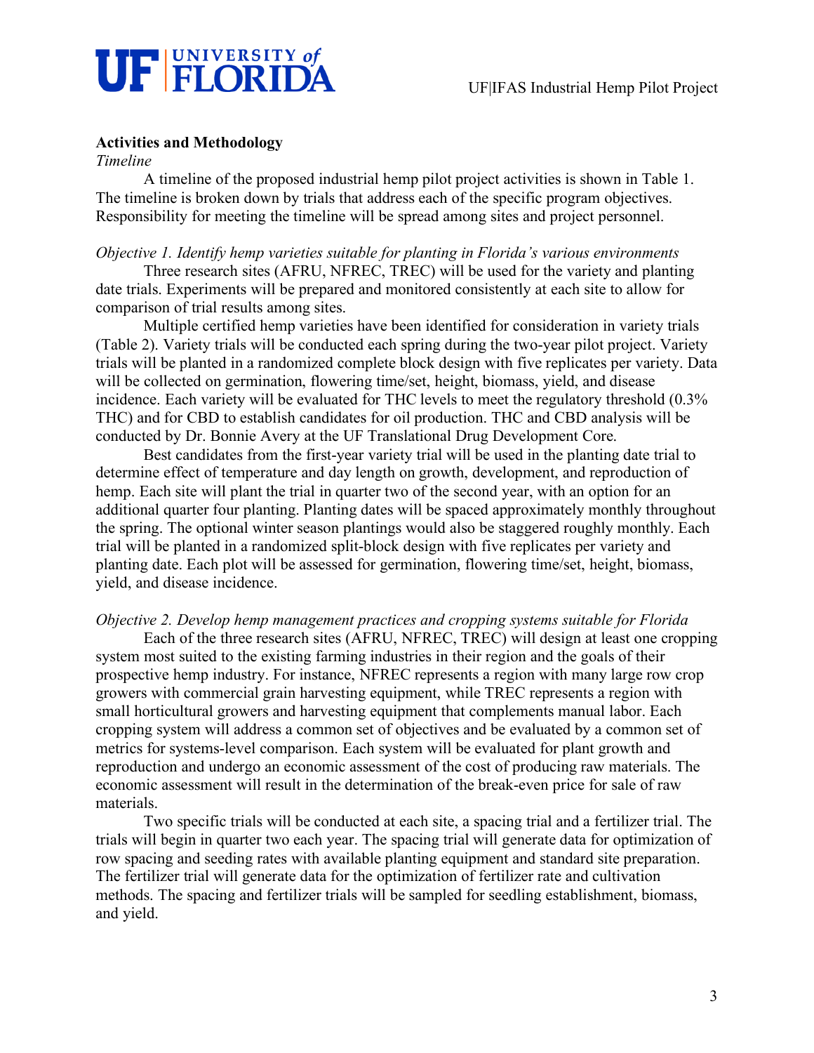**Activities and Methodology**

*Timeline*

A timeline of the proposed industrial hemp pilot project activities is shown in Table 1. The timeline is broken down by trials that address each of the specific program objectives. Responsibility for meeting the timeline will be spread among sites and project personnel.

*Objective 1. Identify hemp varieties suitable for planting in Florida's various environments*

Three research sites (AFRU, NFREC, TREC) will be used for the variety and planting date trials. Experiments will be prepared and monitored consistently at each site to allow for comparison of trial results among sites.

Multiple certified hemp varieties have been identified for consideration in variety trials (Table 2). Variety trials will be conducted each spring during the two-year pilot project. Variety trials will be planted in a randomized complete block design with five replicates per variety. Data will be collected on germination, flowering time/set, height, biomass, yield, and disease incidence. Each variety will be evaluated for THC levels to meet the regulatory threshold (0.3% THC) and for CBD to establish candidates for oil production. THC and CBD analysis will be conducted by Dr. Bonnie Avery at the UF Translational Drug Development Core.

Best candidates from the first-year variety trial will be used in the planting date trial to determine effect of temperature and day length on growth, development, and reproduction of hemp. Each site will plant the trial in quarter two of the second year, with an option for an additional quarter four planting. Planting dates will be spaced approximately monthly throughout the spring. The optional winter season plantings would also be staggered roughly monthly. Each trial will be planted in a randomized split-block design with five replicates per variety and planting date. Each plot will be assessed for germination, flowering time/set, height, biomass, yield, and disease incidence.

*Objective 2. Develop hemp management practices and cropping systems suitable for Florida*

Each of the three research sites (AFRU, NFREC, TREC) will design at least one cropping system most suited to the existing farming industries in their region and the goals of their prospective hemp industry. For instance, NFREC represents a region with many large row crop growers with commercial grain harvesting equipment, while TREC represents a region with small horticultural growers and harvesting equipment that complements manual labor. Each cropping system will address a common set of objectives and be evaluated by a common set of metrics for systems-level comparison. Each system will be evaluated for plant growth and reproduction and undergo an economic assessment of the cost of producing raw materials. The economic assessment will result in the determination of the break-even price for sale of raw materials.

Two specific trials will be conducted at each site, a spacing trial and a fertilizer trial. The trials will begin in quarter two each year. The spacing trial will generate data for optimization of row spacing and seeding rates with available planting equipment and standard site preparation. The fertilizer trial will generate data for the optimization of fertilizer rate and cultivation methods. The spacing and fertilizer trials will be sampled for seedling establishment, biomass, and yield.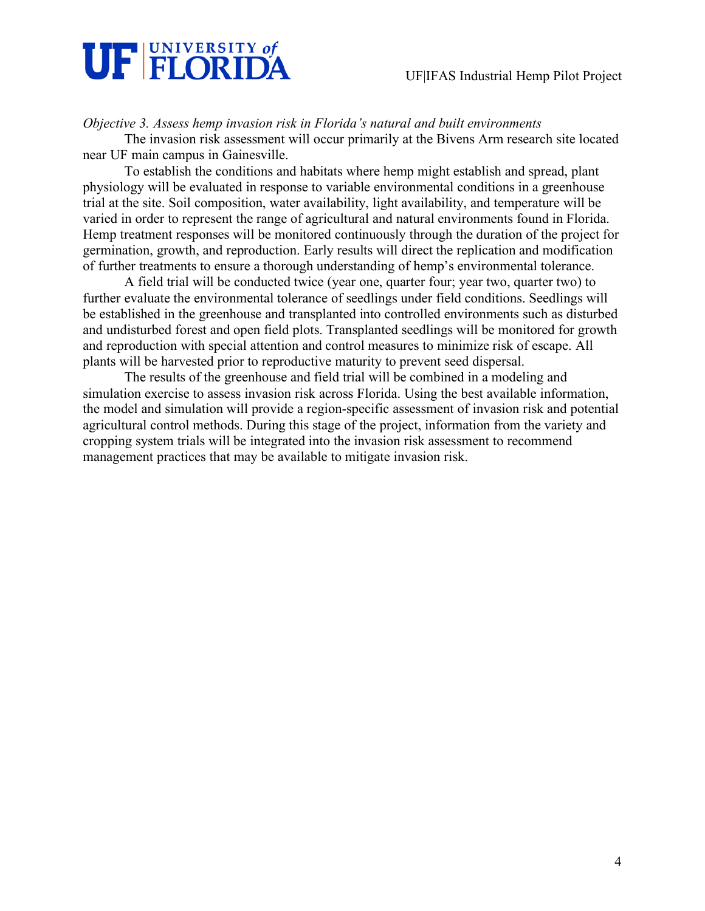*Objective 3. Assess hemp invasion risk in Florida's natural and built environments*

The invasion risk assessment will occur primarily at the Bivens Arm research site located near UF main campus in Gainesville.

To establish the conditions and habitats where hemp might establish and spread, plant physiology will be evaluated in response to variable environmental conditions in a greenhouse trial at the site. Soil composition, water availability, light availability, and temperature will be varied in order to represent the range of agricultural and natural environments found in Florida. Hemp treatment responses will be monitored continuously through the duration of the project for germination, growth, and reproduction. Early results will direct the replication and modification of further treatments to ensure a thorough understanding of hemp's environmental tolerance.

A field trial will be conducted twice (year one, quarter four; year two, quarter two) to further evaluate the environmental tolerance of seedlings under field conditions. Seedlings will be established in the greenhouse and transplanted into controlled environments such as disturbed and undisturbed forest and open field plots. Transplanted seedlings will be monitored for growth and reproduction with special attention and control measures to minimize risk of escape. All plants will be harvested prior to reproductive maturity to prevent seed dispersal.

The results of the greenhouse and field trial will be combined in a modeling and simulation exercise to assess invasion risk across Florida. Using the best available information, the model and simulation will provide a region-specific assessment of invasion risk and potential agricultural control methods. During this stage of the project, information from the variety and cropping system trials will be integrated into the invasion risk assessment to recommend management practices that may be available to mitigate invasion risk.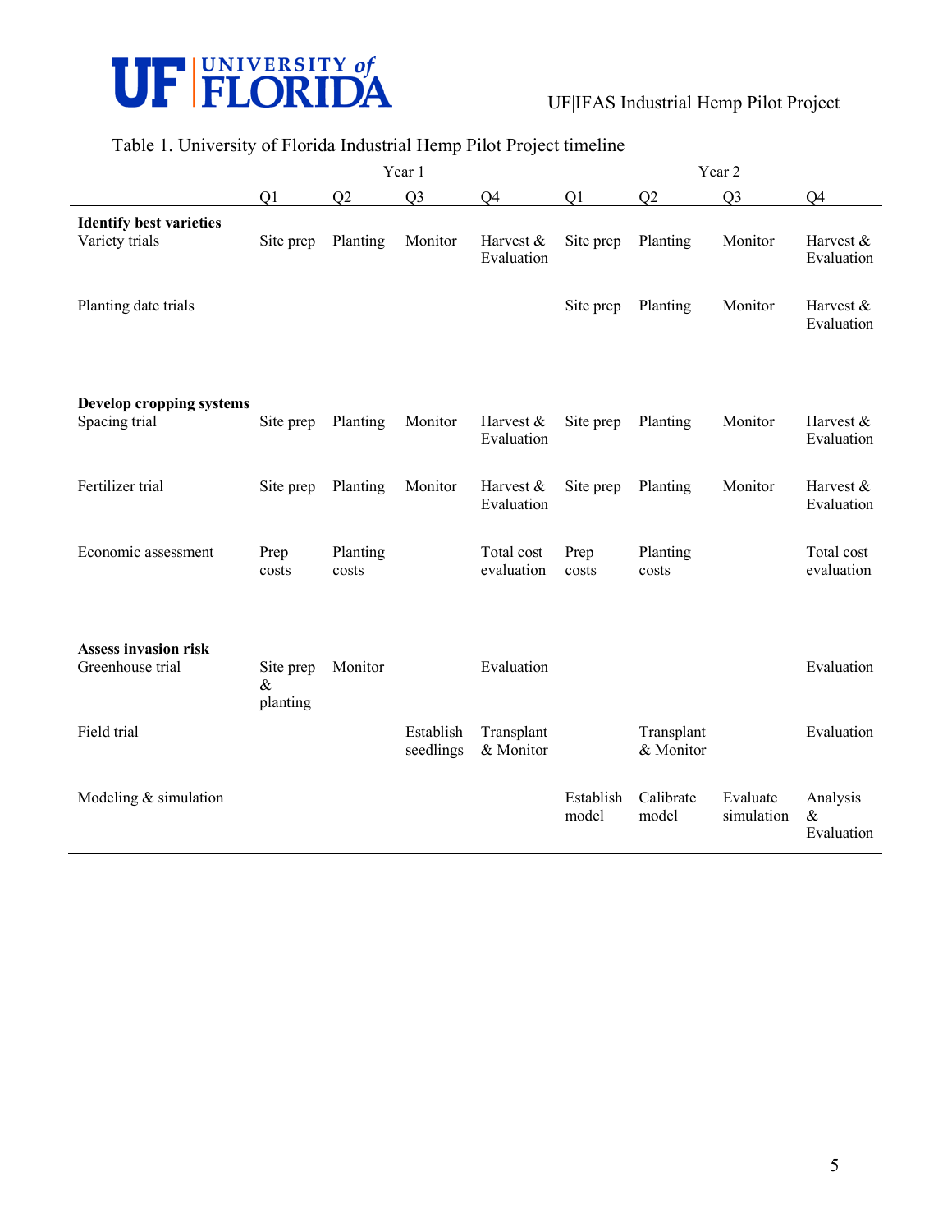Table 1. University of Florida Industrial Hemp Pilot Project timeline

| | Year 1 | | | | Year 2 | | | |
|---|---|---|---|---|---|---|---|---|
| | Q1 | Q2 | Q3 | Q4 | Q1 | Q2 | Q3 | Q4 |
| **Identify best varieties** | | | | | | | | |
| Variety trials | Site prep | Planting | Monitor | Harvest & Evaluation | Site prep | Planting | Monitor | Harvest & Evaluation |
| Planting date trials | | | | | Site prep | Planting | Monitor | Harvest & Evaluation |
| **Develop cropping systems** | | | | | | | | |
| Spacing trial | Site prep | Planting | Monitor | Harvest & Evaluation | Site prep | Planting | Monitor | Harvest & Evaluation |
| Fertilizer trial | Site prep | Planting | Monitor | Harvest & Evaluation | Site prep | Planting | Monitor | Harvest & Evaluation |
| Economic assessment | Prep costs | Planting costs | | Total cost evaluation | Prep costs | Planting costs | | Total cost evaluation |
| **Assess invasion risk** | | | | | | | | |
| Greenhouse trial | Site prep & planting | Monitor | | Evaluation | | | | Evaluation |
| Field trial | | | Establish seedlings | Transplant & Monitor | | Transplant & Monitor | | Evaluation |
| Modeling & simulation | | | | | Establish model | Calibrate model | Evaluate simulation | Analysis & Evaluation |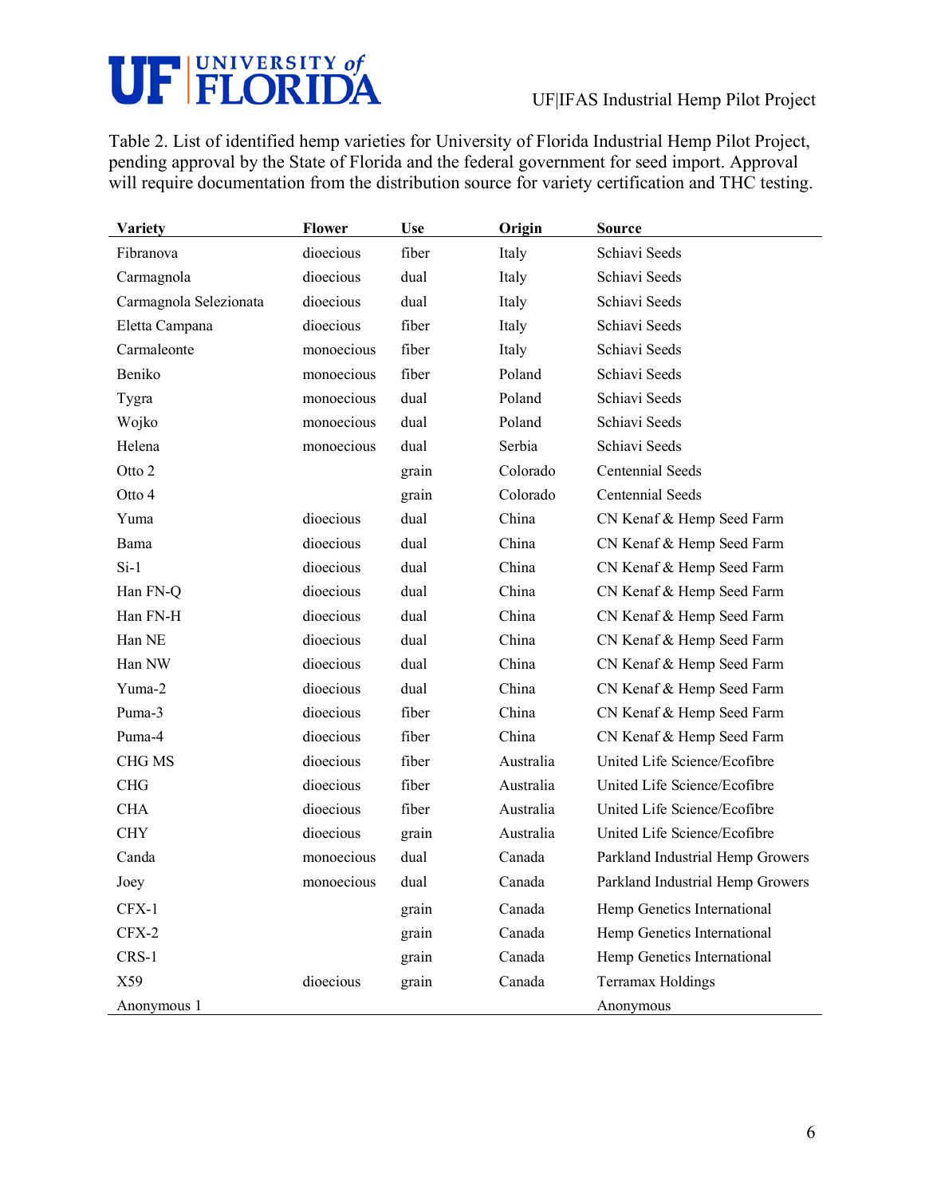Table 2. List of identified hemp varieties for University of Florida Industrial Hemp Pilot Project, pending approval by the State of Florida and the federal government for seed import. Approval will require documentation from the distribution source for variety certification and THC testing.

| Variety | Flower | Use | Origin | Source |
|---|---|---|---|---|
| Fibranova | dioecious | fiber | Italy | Schiavi Seeds |
| Carmagnola | dioecious | dual | Italy | Schiavi Seeds |
| Carmagnola Selezionata | dioecious | dual | Italy | Schiavi Seeds |
| Eletta Campana | dioecious | fiber | Italy | Schiavi Seeds |
| Carmaleonte | monoecious | fiber | Italy | Schiavi Seeds |
| Beniko | monoecious | fiber | Poland | Schiavi Seeds |
| Tygra | monoecious | dual | Poland | Schiavi Seeds |
| Wojko | monoecious | dual | Poland | Schiavi Seeds |
| Helena | monoecious | dual | Serbia | Schiavi Seeds |
| Otto 2 | | grain | Colorado | Centennial Seeds |
| Otto 4 | | grain | Colorado | Centennial Seeds |
| Yuma | dioecious | dual | China | CN Kenaf & Hemp Seed Farm |
| Bama | dioecious | dual | China | CN Kenaf & Hemp Seed Farm |
| Si-1 | dioecious | dual | China | CN Kenaf & Hemp Seed Farm |
| Han FN-Q | dioecious | dual | China | CN Kenaf & Hemp Seed Farm |
| Han FN-H | dioecious | dual | China | CN Kenaf & Hemp Seed Farm |
| Han NE | dioecious | dual | China | CN Kenaf & Hemp Seed Farm |
| Han NW | dioecious | dual | China | CN Kenaf & Hemp Seed Farm |
| Yuma-2 | dioecious | dual | China | CN Kenaf & Hemp Seed Farm |
| Puma-3 | dioecious | fiber | China | CN Kenaf & Hemp Seed Farm |
| Puma-4 | dioecious | fiber | China | CN Kenaf & Hemp Seed Farm |
| CHG MS | dioecious | fiber | Australia | United Life Science/Ecofibre |
| CHG | dioecious | fiber | Australia | United Life Science/Ecofibre |
| CHA | dioecious | fiber | Australia | United Life Science/Ecofibre |
| CHY | dioecious | grain | Australia | United Life Science/Ecofibre |
| Canda | monoecious | dual | Canada | Parkland Industrial Hemp Growers |
| Joey | monoecious | dual | Canada | Parkland Industrial Hemp Growers |
| CFX-1 | | grain | Canada | Hemp Genetics International |
| CFX-2 | | grain | Canada | Hemp Genetics International |
| CRS-1 | | grain | Canada | Hemp Genetics International |
| X59 | dioecious | grain | Canada | Terramax Holdings |
| Anonymous 1 | | | | Anonymous |